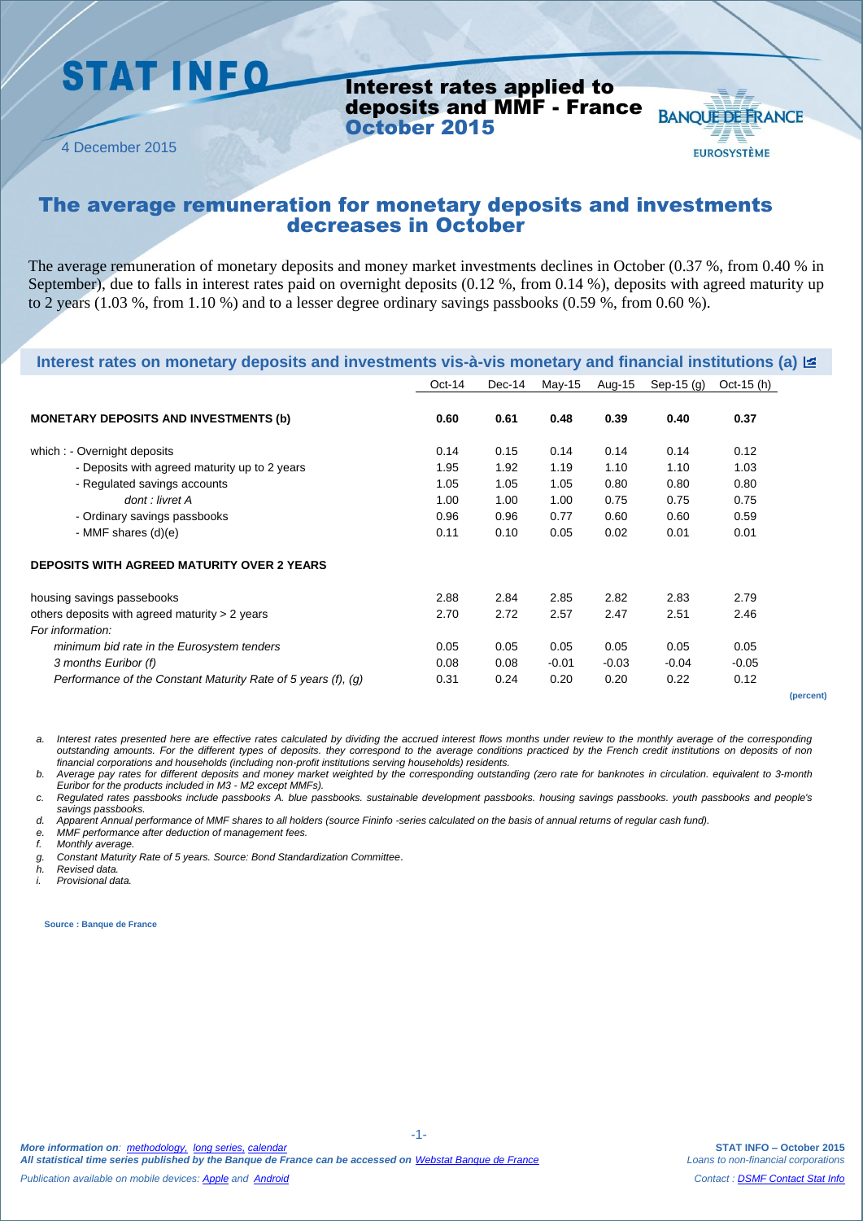# STAT INFO

## Interest rates applied to deposits and MMF - France October 2015

4 December 2015

BANQUE DE FRANCE
EUROSYSTÈME

## The average remuneration for monetary deposits and investments decreases in October

The average remuneration of monetary deposits and money market investments declines in October (0.37 %, from 0.40 % in September), due to falls in interest rates paid on overnight deposits (0.12 %, from 0.14 %), deposits with agreed maturity up to 2 years (1.03 %, from 1.10 %) and to a lesser degree ordinary savings passbooks (0.59 %, from 0.60 %).

### Interest rates on monetary deposits and investments vis-à-vis monetary and financial institutions (a)

| | Oct-14 | Dec-14 | May-15 | Aug-15 | Sep-15 (g) | Oct-15 (h) |
|---|---|---|---|---|---|---|
| **MONETARY DEPOSITS AND INVESTMENTS (b)** | **0.60** | **0.61** | **0.48** | **0.39** | **0.40** | **0.37** |
| which : - Overnight deposits | 0.14 | 0.15 | 0.14 | 0.14 | 0.14 | 0.12 |
| - Deposits with agreed maturity up to 2 years | 1.95 | 1.92 | 1.19 | 1.10 | 1.10 | 1.03 |
| - Regulated savings accounts | 1.05 | 1.05 | 1.05 | 0.80 | 0.80 | 0.80 |
| *dont : livret A* | 1.00 | 1.00 | 1.00 | 0.75 | 0.75 | 0.75 |
| - Ordinary savings passbooks | 0.96 | 0.96 | 0.77 | 0.60 | 0.60 | 0.59 |
| - MMF shares (d)(e) | 0.11 | 0.10 | 0.05 | 0.02 | 0.01 | 0.01 |
| **DEPOSITS WITH AGREED MATURITY OVER 2 YEARS** | | | | | | |
| housing savings passebooks | 2.88 | 2.84 | 2.85 | 2.82 | 2.83 | 2.79 |
| others deposits with agreed maturity > 2 years | 2.70 | 2.72 | 2.57 | 2.47 | 2.51 | 2.46 |
| *For information:* | | | | | | |
| *minimum bid rate in the Eurosystem tenders* | 0.05 | 0.05 | 0.05 | 0.05 | 0.05 | 0.05 |
| *3 months Euribor (f)* | 0.08 | 0.08 | -0.01 | -0.03 | -0.04 | -0.05 |
| *Performance of the Constant Maturity Rate of 5 years (f), (g)* | 0.31 | 0.24 | 0.20 | 0.20 | 0.22 | 0.12 |

(percent)

a. *Interest rates presented here are effective rates calculated by dividing the accrued interest flows months under review to the monthly average of the corresponding outstanding amounts. For the different types of deposits. they correspond to the average conditions practiced by the French credit institutions on deposits of non financial corporations and households (including non-profit institutions serving households) residents.*
b. *Average pay rates for different deposits and money market weighted by the corresponding outstanding (zero rate for banknotes in circulation. equivalent to 3-month Euribor for the products included in M3 - M2 except MMFs).*
c. *Regulated rates passbooks include passbooks A. blue passbooks. sustainable development passbooks. housing savings passbooks. youth passbooks and people's savings passbooks.*
d. *Apparent Annual performance of MMF shares to all holders (source Fininfo -series calculated on the basis of annual returns of regular cash fund).*
e. *MMF performance after deduction of management fees.*
f. *Monthly average.*
g. *Constant Maturity Rate of 5 years. Source: Bond Standardization Committee.*
h. *Revised data.*
i. *Provisional data.*

**Source : Banque de France**

***More information on**: methodology, long series, calendar*
***All statistical time series published by the Banque de France can be accessed on** Webstat Banque de France*
*Publication available on mobile devices: Apple and Android*

**STAT INFO – October 2015**
*Loans to non-financial corporations*
*Contact : DSMF Contact Stat Info*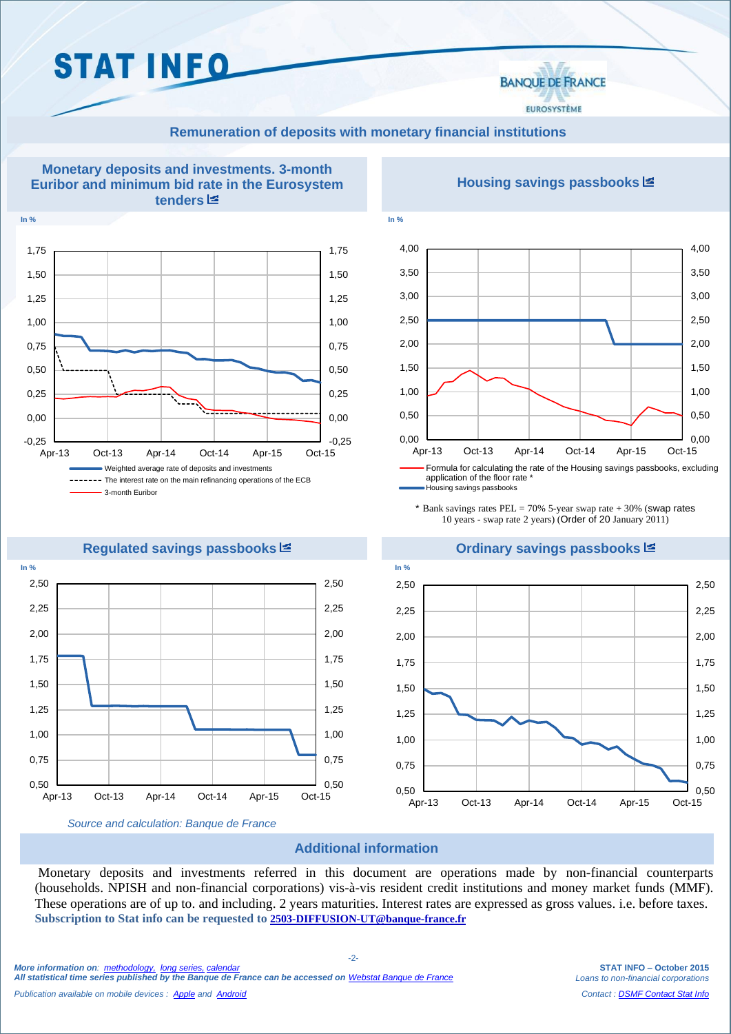# STAT INFO

BANQUE DE FRANCE
EUROSYSTÈME

## Remuneration of deposits with monetary financial institutions

### Monetary deposits and investments. 3-month Euribor and minimum bid rate in the Eurosystem tenders

In %

1,75
1,50
1,25
1,00
0,75
0,50
0,25
0,00
-0,25

Apr-13 Oct-13 Apr-14 Oct-14 Apr-15 Oct-15

Weighted average rate of deposits and investments
The interest rate on the main refinancing operations of the ECB
3-month Euribor

### Housing savings passbooks

In %

4,00
3,50
3,00
2,50
2,00
1,50
1,00
0,50
0,00

Apr-13 Oct-13 Apr-14 Oct-14 Apr-15 Oct-15

Formula for calculating the rate of the Housing savings passbooks, excluding application of the floor rate *
Housing savings passbooks

\* Bank savings rates PEL = 70% 5-year swap rate + 30% (swap rates 10 years - swap rate 2 years) (Order of 20 January 2011)

### Regulated savings passbooks

In %

2,50
2,25
2,00
1,75
1,50
1,25
1,00
0,75
0,50

Apr-13 Oct-13 Apr-14 Oct-14 Apr-15 Oct-15

### Ordinary savings passbooks

In %

2,50
2,25
2,00
1,75
1,50
1,25
1,00
0,75
0,50

Apr-13 Oct-13 Apr-14 Oct-14 Apr-15 Oct-15

*Source and calculation: Banque de France*

## Additional information

Monetary deposits and investments referred in this document are operations made by non-financial counterparts (households. NPISH and non-financial corporations) vis-à-vis resident credit institutions and money market funds (MMF). These operations are of up to. and including. 2 years maturities. Interest rates are expressed as gross values. i.e. before taxes.
**Subscription to Stat info can be requested to 2503-DIFFUSION-UT@banque-france.fr**

*More information on: methodology, long series, calendar*
***All statistical time series published by the Banque de France can be accessed on Webstat Banque de France***
*Publication available on mobile devices : Apple and Android*

**STAT INFO – October 2015**
*Loans to non-financial corporations*
*Contact : DSMF Contact Stat Info*